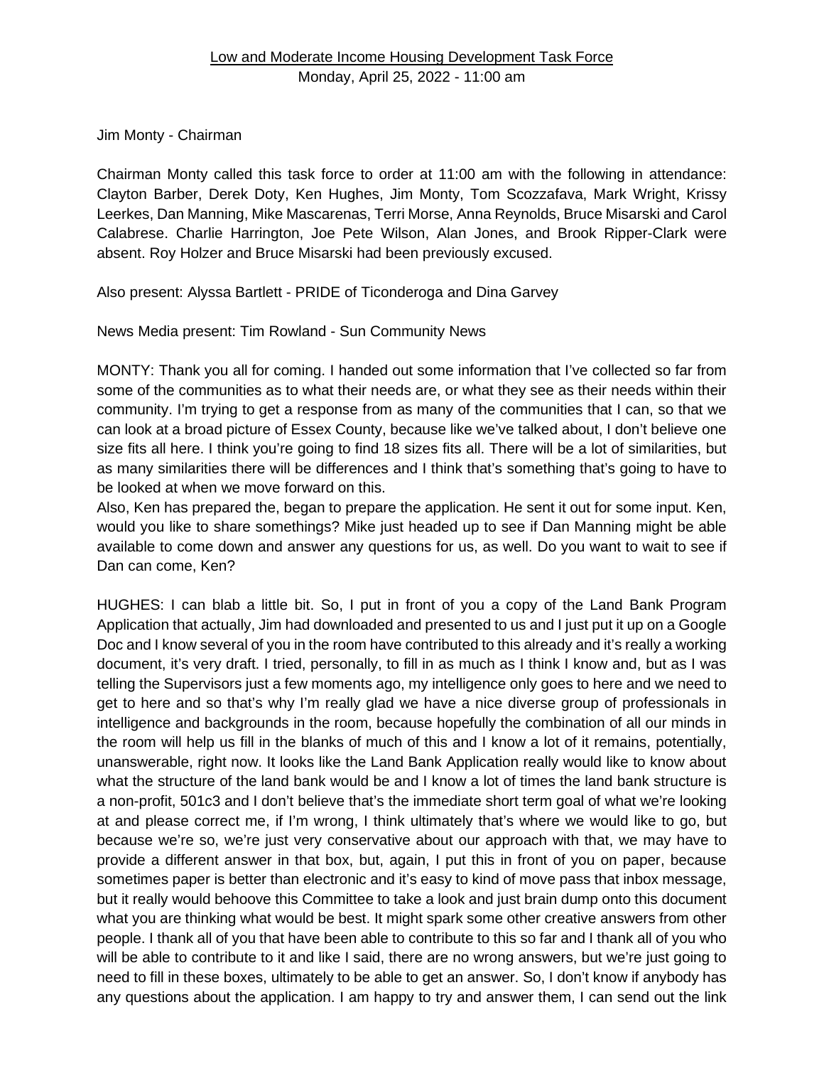<u>Low and Moderate Income Housing Development Task Force</u>

Monday, April 25, 2022 - 11:00 am

Jim Monty - Chairman

Chairman Monty called this task force to order at 11:00 am with the following in attendance: Clayton Barber, Derek Doty, Ken Hughes, Jim Monty, Tom Scozzafava, Mark Wright, Krissy Leerkes, Dan Manning, Mike Mascarenas, Terri Morse, Anna Reynolds, Bruce Misarski and Carol Calabrese. Charlie Harrington, Joe Pete Wilson, Alan Jones, and Brook Ripper-Clark were absent. Roy Holzer and Bruce Misarski had been previously excused.

Also present: Alyssa Bartlett - PRIDE of Ticonderoga and Dina Garvey

News Media present: Tim Rowland - Sun Community News

MONTY: Thank you all for coming. I handed out some information that I've collected so far from some of the communities as to what their needs are, or what they see as their needs within their community. I'm trying to get a response from as many of the communities that I can, so that we can look at a broad picture of Essex County, because like we've talked about, I don't believe one size fits all here. I think you're going to find 18 sizes fits all. There will be a lot of similarities, but as many similarities there will be differences and I think that's something that's going to have to be looked at when we move forward on this.
Also, Ken has prepared the, began to prepare the application. He sent it out for some input. Ken, would you like to share somethings? Mike just headed up to see if Dan Manning might be able available to come down and answer any questions for us, as well. Do you want to wait to see if Dan can come, Ken?

HUGHES: I can blab a little bit. So, I put in front of you a copy of the Land Bank Program Application that actually, Jim had downloaded and presented to us and I just put it up on a Google Doc and I know several of you in the room have contributed to this already and it's really a working document, it's very draft. I tried, personally, to fill in as much as I think I know and, but as I was telling the Supervisors just a few moments ago, my intelligence only goes to here and we need to get to here and so that's why I'm really glad we have a nice diverse group of professionals in intelligence and backgrounds in the room, because hopefully the combination of all our minds in the room will help us fill in the blanks of much of this and I know a lot of it remains, potentially, unanswerable, right now. It looks like the Land Bank Application really would like to know about what the structure of the land bank would be and I know a lot of times the land bank structure is a non-profit, 501c3 and I don't believe that's the immediate short term goal of what we're looking at and please correct me, if I'm wrong, I think ultimately that's where we would like to go, but because we're so, we're just very conservative about our approach with that, we may have to provide a different answer in that box, but, again, I put this in front of you on paper, because sometimes paper is better than electronic and it's easy to kind of move pass that inbox message, but it really would behoove this Committee to take a look and just brain dump onto this document what you are thinking what would be best. It might spark some other creative answers from other people. I thank all of you that have been able to contribute to this so far and I thank all of you who will be able to contribute to it and like I said, there are no wrong answers, but we're just going to need to fill in these boxes, ultimately to be able to get an answer. So, I don't know if anybody has any questions about the application. I am happy to try and answer them, I can send out the link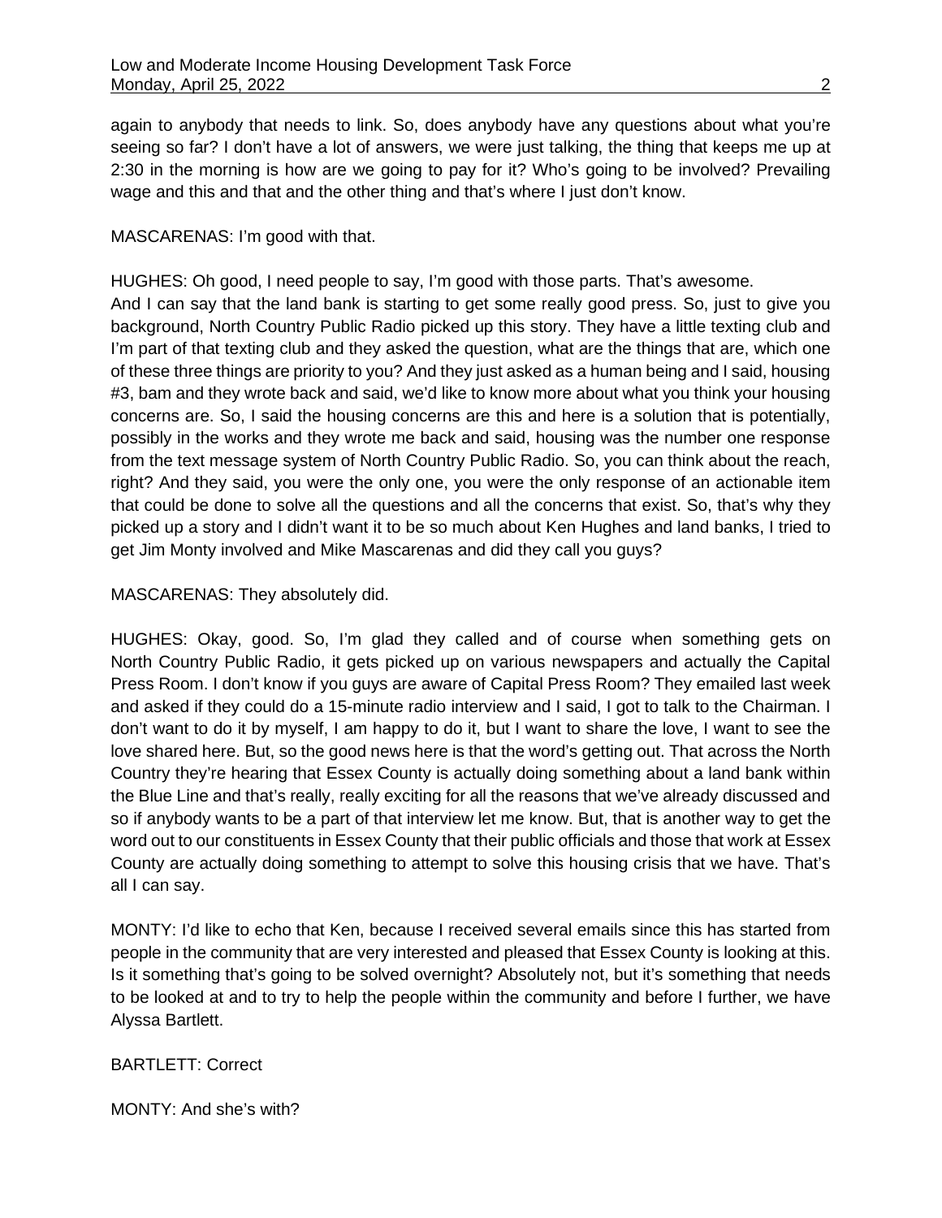again to anybody that needs to link. So, does anybody have any questions about what you're seeing so far? I don't have a lot of answers, we were just talking, the thing that keeps me up at 2:30 in the morning is how are we going to pay for it? Who's going to be involved? Prevailing wage and this and that and the other thing and that's where I just don't know.

MASCARENAS: I'm good with that.

HUGHES: Oh good, I need people to say, I'm good with those parts. That's awesome.
And I can say that the land bank is starting to get some really good press. So, just to give you background, North Country Public Radio picked up this story. They have a little texting club and I'm part of that texting club and they asked the question, what are the things that are, which one of these three things are priority to you? And they just asked as a human being and I said, housing #3, bam and they wrote back and said, we'd like to know more about what you think your housing concerns are. So, I said the housing concerns are this and here is a solution that is potentially, possibly in the works and they wrote me back and said, housing was the number one response from the text message system of North Country Public Radio. So, you can think about the reach, right? And they said, you were the only one, you were the only response of an actionable item that could be done to solve all the questions and all the concerns that exist. So, that's why they picked up a story and I didn't want it to be so much about Ken Hughes and land banks, I tried to get Jim Monty involved and Mike Mascarenas and did they call you guys?

MASCARENAS: They absolutely did.

HUGHES: Okay, good. So, I'm glad they called and of course when something gets on North Country Public Radio, it gets picked up on various newspapers and actually the Capital Press Room. I don't know if you guys are aware of Capital Press Room? They emailed last week and asked if they could do a 15-minute radio interview and I said, I got to talk to the Chairman. I don't want to do it by myself, I am happy to do it, but I want to share the love, I want to see the love shared here. But, so the good news here is that the word's getting out. That across the North Country they're hearing that Essex County is actually doing something about a land bank within the Blue Line and that's really, really exciting for all the reasons that we've already discussed and so if anybody wants to be a part of that interview let me know. But, that is another way to get the word out to our constituents in Essex County that their public officials and those that work at Essex County are actually doing something to attempt to solve this housing crisis that we have. That's all I can say.

MONTY: I'd like to echo that Ken, because I received several emails since this has started from people in the community that are very interested and pleased that Essex County is looking at this. Is it something that's going to be solved overnight? Absolutely not, but it's something that needs to be looked at and to try to help the people within the community and before I further, we have Alyssa Bartlett.

BARTLETT: Correct

MONTY: And she's with?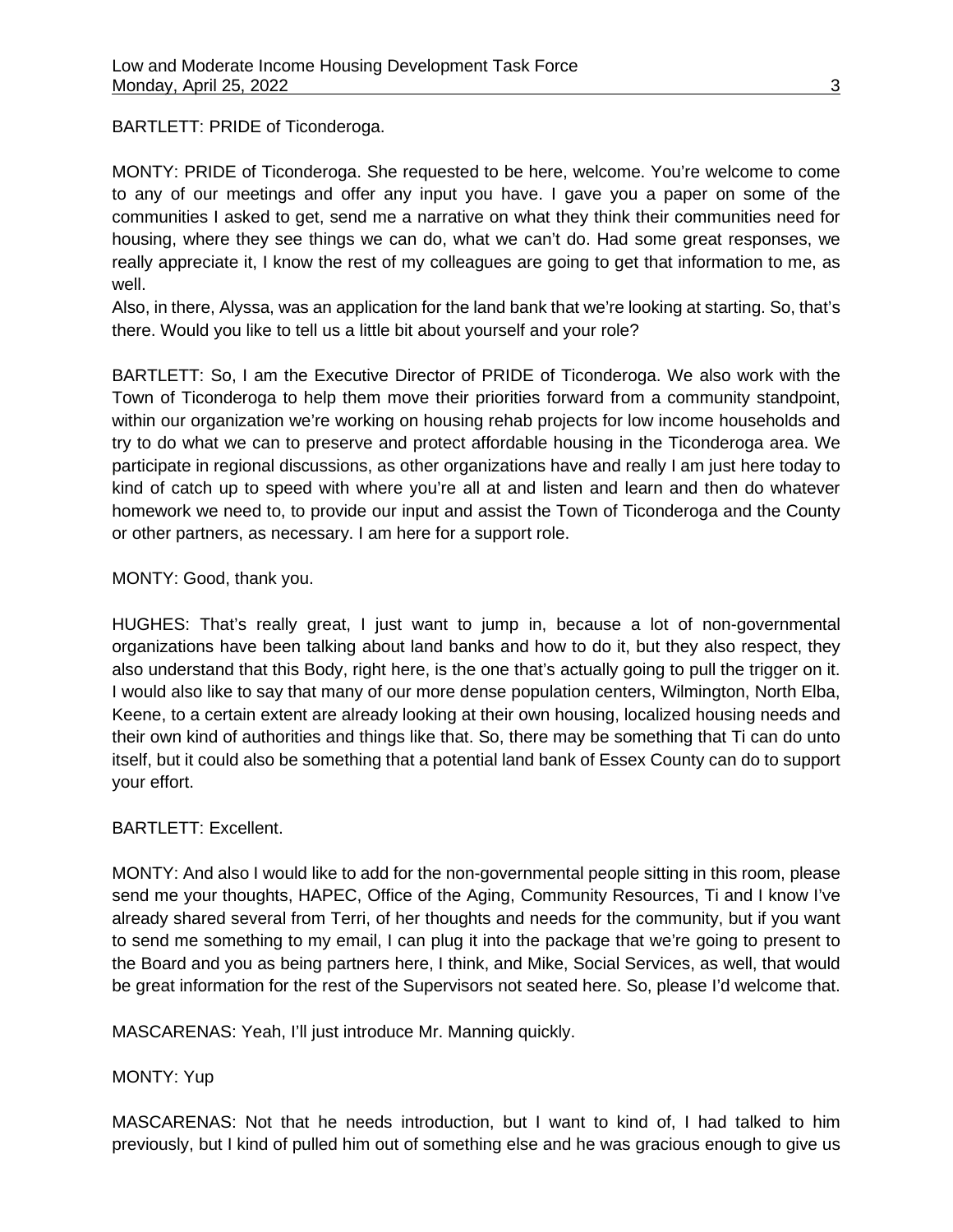BARTLETT: PRIDE of Ticonderoga.

MONTY: PRIDE of Ticonderoga. She requested to be here, welcome. You're welcome to come to any of our meetings and offer any input you have. I gave you a paper on some of the communities I asked to get, send me a narrative on what they think their communities need for housing, where they see things we can do, what we can't do. Had some great responses, we really appreciate it, I know the rest of my colleagues are going to get that information to me, as well.
Also, in there, Alyssa, was an application for the land bank that we're looking at starting. So, that's there. Would you like to tell us a little bit about yourself and your role?

BARTLETT: So, I am the Executive Director of PRIDE of Ticonderoga. We also work with the Town of Ticonderoga to help them move their priorities forward from a community standpoint, within our organization we're working on housing rehab projects for low income households and try to do what we can to preserve and protect affordable housing in the Ticonderoga area. We participate in regional discussions, as other organizations have and really I am just here today to kind of catch up to speed with where you're all at and listen and learn and then do whatever homework we need to, to provide our input and assist the Town of Ticonderoga and the County or other partners, as necessary. I am here for a support role.

MONTY: Good, thank you.

HUGHES: That's really great, I just want to jump in, because a lot of non-governmental organizations have been talking about land banks and how to do it, but they also respect, they also understand that this Body, right here, is the one that's actually going to pull the trigger on it. I would also like to say that many of our more dense population centers, Wilmington, North Elba, Keene, to a certain extent are already looking at their own housing, localized housing needs and their own kind of authorities and things like that. So, there may be something that Ti can do unto itself, but it could also be something that a potential land bank of Essex County can do to support your effort.

BARTLETT: Excellent.

MONTY: And also I would like to add for the non-governmental people sitting in this room, please send me your thoughts, HAPEC, Office of the Aging, Community Resources, Ti and I know I've already shared several from Terri, of her thoughts and needs for the community, but if you want to send me something to my email, I can plug it into the package that we're going to present to the Board and you as being partners here, I think, and Mike, Social Services, as well, that would be great information for the rest of the Supervisors not seated here. So, please I'd welcome that.

MASCARENAS: Yeah, I'll just introduce Mr. Manning quickly.

MONTY: Yup

MASCARENAS: Not that he needs introduction, but I want to kind of, I had talked to him previously, but I kind of pulled him out of something else and he was gracious enough to give us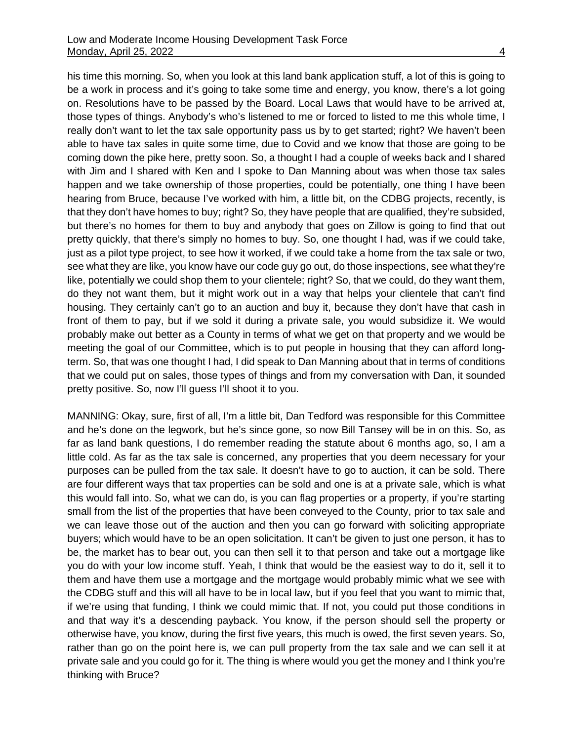his time this morning. So, when you look at this land bank application stuff, a lot of this is going to be a work in process and it's going to take some time and energy, you know, there's a lot going on. Resolutions have to be passed by the Board. Local Laws that would have to be arrived at, those types of things. Anybody's who's listened to me or forced to listed to me this whole time, I really don't want to let the tax sale opportunity pass us by to get started; right? We haven't been able to have tax sales in quite some time, due to Covid and we know that those are going to be coming down the pike here, pretty soon. So, a thought I had a couple of weeks back and I shared with Jim and I shared with Ken and I spoke to Dan Manning about was when those tax sales happen and we take ownership of those properties, could be potentially, one thing I have been hearing from Bruce, because I've worked with him, a little bit, on the CDBG projects, recently, is that they don't have homes to buy; right? So, they have people that are qualified, they're subsided, but there's no homes for them to buy and anybody that goes on Zillow is going to find that out pretty quickly, that there's simply no homes to buy. So, one thought I had, was if we could take, just as a pilot type project, to see how it worked, if we could take a home from the tax sale or two, see what they are like, you know have our code guy go out, do those inspections, see what they're like, potentially we could shop them to your clientele; right? So, that we could, do they want them, do they not want them, but it might work out in a way that helps your clientele that can't find housing. They certainly can't go to an auction and buy it, because they don't have that cash in front of them to pay, but if we sold it during a private sale, you would subsidize it. We would probably make out better as a County in terms of what we get on that property and we would be meeting the goal of our Committee, which is to put people in housing that they can afford long-term. So, that was one thought I had, I did speak to Dan Manning about that in terms of conditions that we could put on sales, those types of things and from my conversation with Dan, it sounded pretty positive. So, now I'll guess I'll shoot it to you.

MANNING: Okay, sure, first of all, I'm a little bit, Dan Tedford was responsible for this Committee and he's done on the legwork, but he's since gone, so now Bill Tansey will be in on this. So, as far as land bank questions, I do remember reading the statute about 6 months ago, so, I am a little cold. As far as the tax sale is concerned, any properties that you deem necessary for your purposes can be pulled from the tax sale. It doesn't have to go to auction, it can be sold. There are four different ways that tax properties can be sold and one is at a private sale, which is what this would fall into. So, what we can do, is you can flag properties or a property, if you're starting small from the list of the properties that have been conveyed to the County, prior to tax sale and we can leave those out of the auction and then you can go forward with soliciting appropriate buyers; which would have to be an open solicitation. It can't be given to just one person, it has to be, the market has to bear out, you can then sell it to that person and take out a mortgage like you do with your low income stuff. Yeah, I think that would be the easiest way to do it, sell it to them and have them use a mortgage and the mortgage would probably mimic what we see with the CDBG stuff and this will all have to be in local law, but if you feel that you want to mimic that, if we're using that funding, I think we could mimic that. If not, you could put those conditions in and that way it's a descending payback. You know, if the person should sell the property or otherwise have, you know, during the first five years, this much is owed, the first seven years. So, rather than go on the point here is, we can pull property from the tax sale and we can sell it at private sale and you could go for it. The thing is where would you get the money and I think you're thinking with Bruce?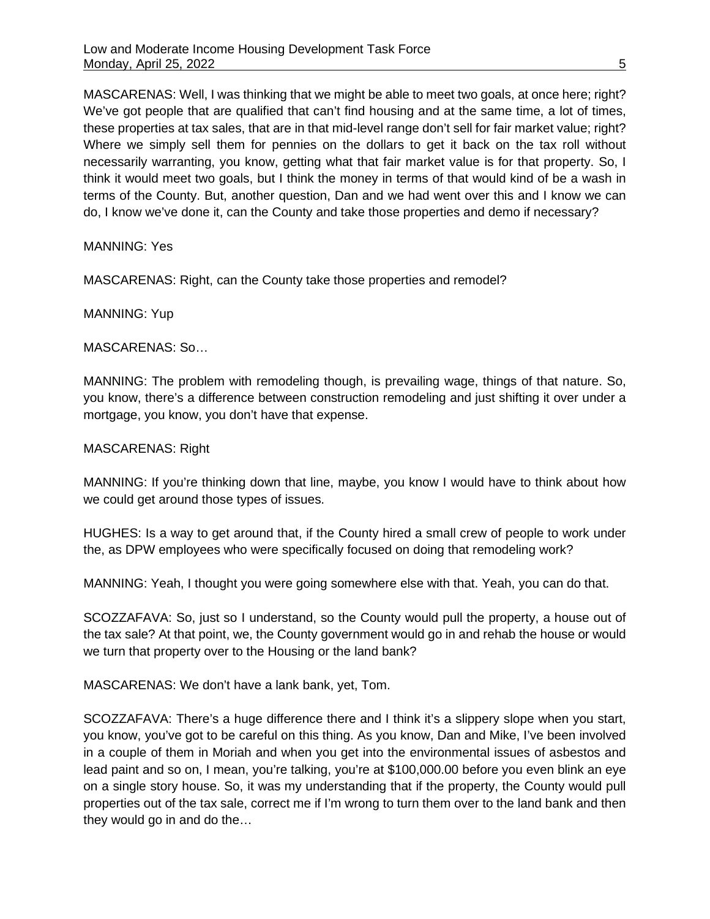MASCARENAS: Well, I was thinking that we might be able to meet two goals, at once here; right? We've got people that are qualified that can't find housing and at the same time, a lot of times, these properties at tax sales, that are in that mid-level range don't sell for fair market value; right? Where we simply sell them for pennies on the dollars to get it back on the tax roll without necessarily warranting, you know, getting what that fair market value is for that property. So, I think it would meet two goals, but I think the money in terms of that would kind of be a wash in terms of the County. But, another question, Dan and we had went over this and I know we can do, I know we've done it, can the County and take those properties and demo if necessary?

MANNING: Yes

MASCARENAS: Right, can the County take those properties and remodel?

MANNING: Yup

MASCARENAS: So…

MANNING: The problem with remodeling though, is prevailing wage, things of that nature. So, you know, there's a difference between construction remodeling and just shifting it over under a mortgage, you know, you don't have that expense.

MASCARENAS: Right

MANNING: If you're thinking down that line, maybe, you know I would have to think about how we could get around those types of issues.

HUGHES: Is a way to get around that, if the County hired a small crew of people to work under the, as DPW employees who were specifically focused on doing that remodeling work?

MANNING: Yeah, I thought you were going somewhere else with that. Yeah, you can do that.

SCOZZAFAVA: So, just so I understand, so the County would pull the property, a house out of the tax sale? At that point, we, the County government would go in and rehab the house or would we turn that property over to the Housing or the land bank?

MASCARENAS: We don't have a lank bank, yet, Tom.

SCOZZAFAVA: There's a huge difference there and I think it's a slippery slope when you start, you know, you've got to be careful on this thing. As you know, Dan and Mike, I've been involved in a couple of them in Moriah and when you get into the environmental issues of asbestos and lead paint and so on, I mean, you're talking, you're at $100,000.00 before you even blink an eye on a single story house. So, it was my understanding that if the property, the County would pull properties out of the tax sale, correct me if I'm wrong to turn them over to the land bank and then they would go in and do the…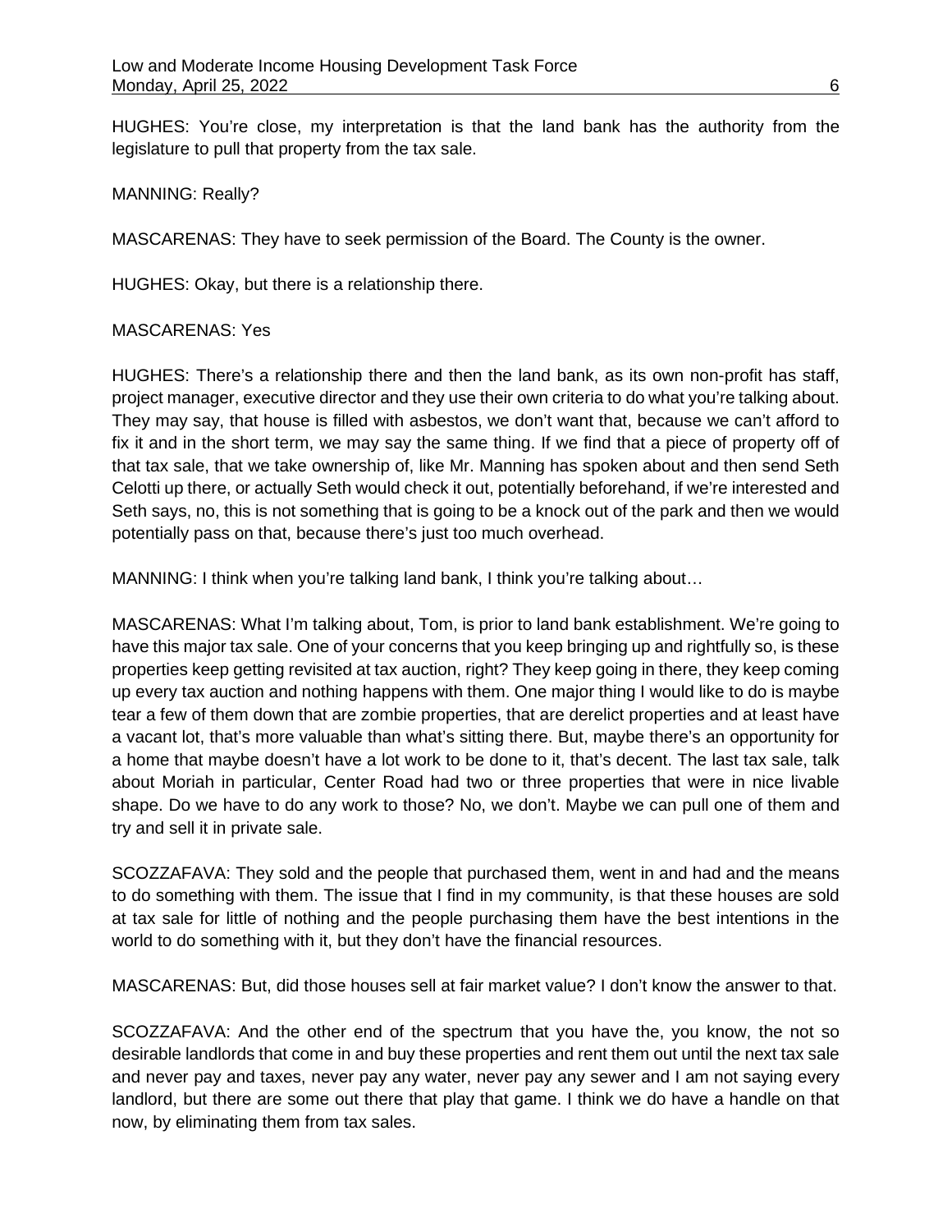HUGHES: You're close, my interpretation is that the land bank has the authority from the legislature to pull that property from the tax sale.

MANNING: Really?

MASCARENAS: They have to seek permission of the Board. The County is the owner.

HUGHES: Okay, but there is a relationship there.

MASCARENAS: Yes

HUGHES: There's a relationship there and then the land bank, as its own non-profit has staff, project manager, executive director and they use their own criteria to do what you're talking about. They may say, that house is filled with asbestos, we don't want that, because we can't afford to fix it and in the short term, we may say the same thing. If we find that a piece of property off of that tax sale, that we take ownership of, like Mr. Manning has spoken about and then send Seth Celotti up there, or actually Seth would check it out, potentially beforehand, if we're interested and Seth says, no, this is not something that is going to be a knock out of the park and then we would potentially pass on that, because there's just too much overhead.

MANNING: I think when you're talking land bank, I think you're talking about…

MASCARENAS: What I'm talking about, Tom, is prior to land bank establishment. We're going to have this major tax sale. One of your concerns that you keep bringing up and rightfully so, is these properties keep getting revisited at tax auction, right? They keep going in there, they keep coming up every tax auction and nothing happens with them. One major thing I would like to do is maybe tear a few of them down that are zombie properties, that are derelict properties and at least have a vacant lot, that's more valuable than what's sitting there. But, maybe there's an opportunity for a home that maybe doesn't have a lot work to be done to it, that's decent. The last tax sale, talk about Moriah in particular, Center Road had two or three properties that were in nice livable shape. Do we have to do any work to those? No, we don't. Maybe we can pull one of them and try and sell it in private sale.

SCOZZAFAVA: They sold and the people that purchased them, went in and had and the means to do something with them. The issue that I find in my community, is that these houses are sold at tax sale for little of nothing and the people purchasing them have the best intentions in the world to do something with it, but they don't have the financial resources.

MASCARENAS: But, did those houses sell at fair market value? I don't know the answer to that.

SCOZZAFAVA: And the other end of the spectrum that you have the, you know, the not so desirable landlords that come in and buy these properties and rent them out until the next tax sale and never pay and taxes, never pay any water, never pay any sewer and I am not saying every landlord, but there are some out there that play that game. I think we do have a handle on that now, by eliminating them from tax sales.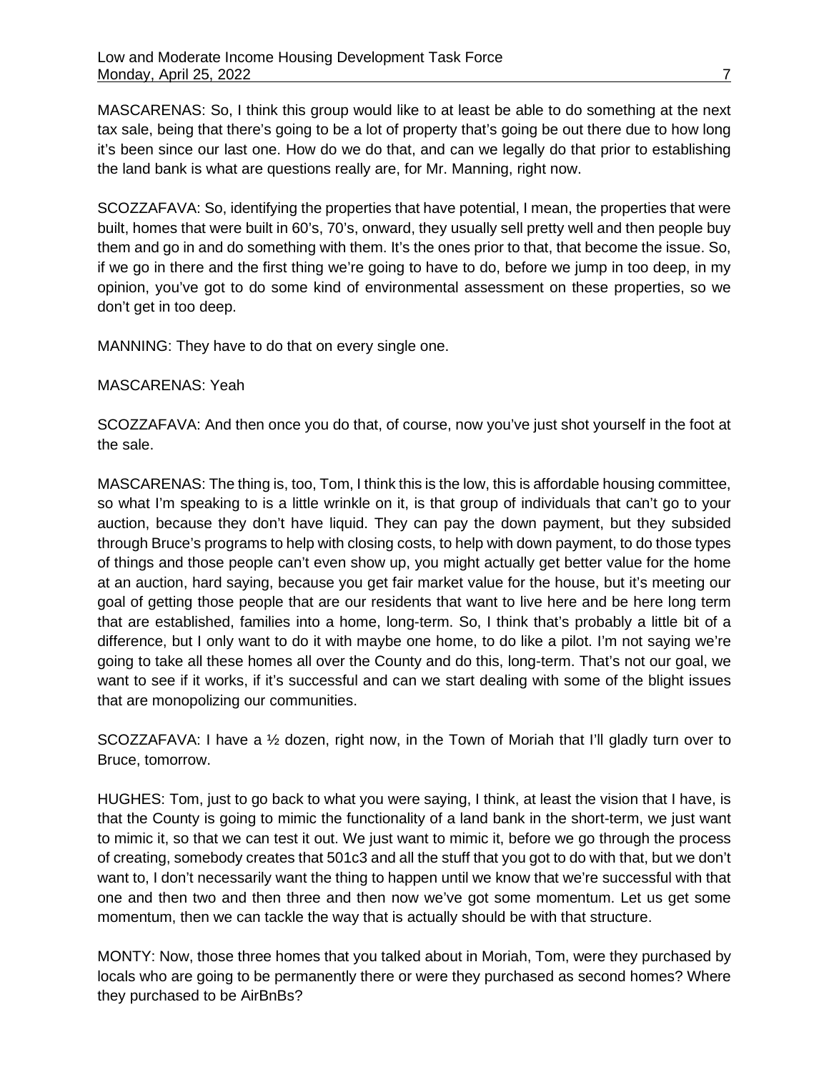MASCARENAS: So, I think this group would like to at least be able to do something at the next tax sale, being that there's going to be a lot of property that's going be out there due to how long it's been since our last one. How do we do that, and can we legally do that prior to establishing the land bank is what are questions really are, for Mr. Manning, right now.

SCOZZAFAVA: So, identifying the properties that have potential, I mean, the properties that were built, homes that were built in 60's, 70's, onward, they usually sell pretty well and then people buy them and go in and do something with them. It's the ones prior to that, that become the issue. So, if we go in there and the first thing we're going to have to do, before we jump in too deep, in my opinion, you've got to do some kind of environmental assessment on these properties, so we don't get in too deep.

MANNING: They have to do that on every single one.

MASCARENAS: Yeah

SCOZZAFAVA: And then once you do that, of course, now you've just shot yourself in the foot at the sale.

MASCARENAS: The thing is, too, Tom, I think this is the low, this is affordable housing committee, so what I'm speaking to is a little wrinkle on it, is that group of individuals that can't go to your auction, because they don't have liquid. They can pay the down payment, but they subsided through Bruce's programs to help with closing costs, to help with down payment, to do those types of things and those people can't even show up, you might actually get better value for the home at an auction, hard saying, because you get fair market value for the house, but it's meeting our goal of getting those people that are our residents that want to live here and be here long term that are established, families into a home, long-term. So, I think that's probably a little bit of a difference, but I only want to do it with maybe one home, to do like a pilot. I'm not saying we're going to take all these homes all over the County and do this, long-term. That's not our goal, we want to see if it works, if it's successful and can we start dealing with some of the blight issues that are monopolizing our communities.

SCOZZAFAVA: I have a ½ dozen, right now, in the Town of Moriah that I'll gladly turn over to Bruce, tomorrow.

HUGHES: Tom, just to go back to what you were saying, I think, at least the vision that I have, is that the County is going to mimic the functionality of a land bank in the short-term, we just want to mimic it, so that we can test it out. We just want to mimic it, before we go through the process of creating, somebody creates that 501c3 and all the stuff that you got to do with that, but we don't want to, I don't necessarily want the thing to happen until we know that we're successful with that one and then two and then three and then now we've got some momentum. Let us get some momentum, then we can tackle the way that is actually should be with that structure.

MONTY: Now, those three homes that you talked about in Moriah, Tom, were they purchased by locals who are going to be permanently there or were they purchased as second homes? Where they purchased to be AirBnBs?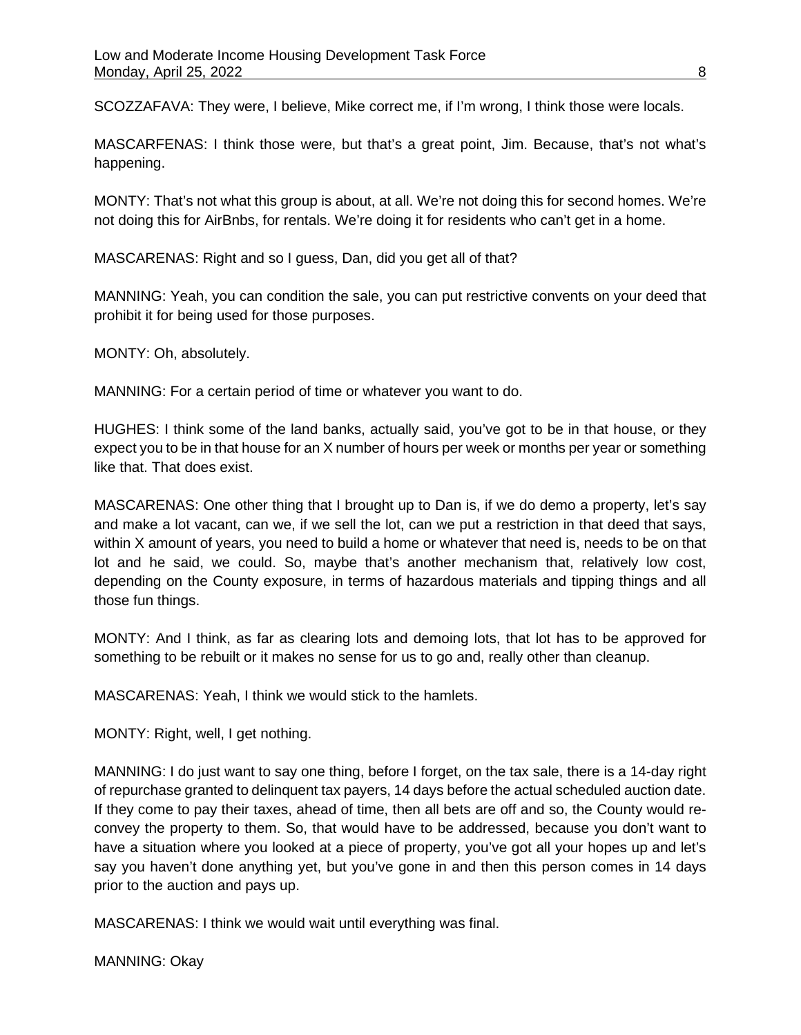SCOZZAFAVA: They were, I believe, Mike correct me, if I'm wrong, I think those were locals.

MASCARFENAS: I think those were, but that's a great point, Jim. Because, that's not what's happening.

MONTY: That's not what this group is about, at all. We're not doing this for second homes. We're not doing this for AirBnbs, for rentals. We're doing it for residents who can't get in a home.

MASCARENAS: Right and so I guess, Dan, did you get all of that?

MANNING: Yeah, you can condition the sale, you can put restrictive convents on your deed that prohibit it for being used for those purposes.

MONTY: Oh, absolutely.

MANNING: For a certain period of time or whatever you want to do.

HUGHES: I think some of the land banks, actually said, you've got to be in that house, or they expect you to be in that house for an X number of hours per week or months per year or something like that. That does exist.

MASCARENAS: One other thing that I brought up to Dan is, if we do demo a property, let's say and make a lot vacant, can we, if we sell the lot, can we put a restriction in that deed that says, within X amount of years, you need to build a home or whatever that need is, needs to be on that lot and he said, we could. So, maybe that's another mechanism that, relatively low cost, depending on the County exposure, in terms of hazardous materials and tipping things and all those fun things.

MONTY: And I think, as far as clearing lots and demoing lots, that lot has to be approved for something to be rebuilt or it makes no sense for us to go and, really other than cleanup.

MASCARENAS: Yeah, I think we would stick to the hamlets.

MONTY: Right, well, I get nothing.

MANNING: I do just want to say one thing, before I forget, on the tax sale, there is a 14-day right of repurchase granted to delinquent tax payers, 14 days before the actual scheduled auction date. If they come to pay their taxes, ahead of time, then all bets are off and so, the County would re-convey the property to them. So, that would have to be addressed, because you don't want to have a situation where you looked at a piece of property, you've got all your hopes up and let's say you haven't done anything yet, but you've gone in and then this person comes in 14 days prior to the auction and pays up.

MASCARENAS: I think we would wait until everything was final.

MANNING: Okay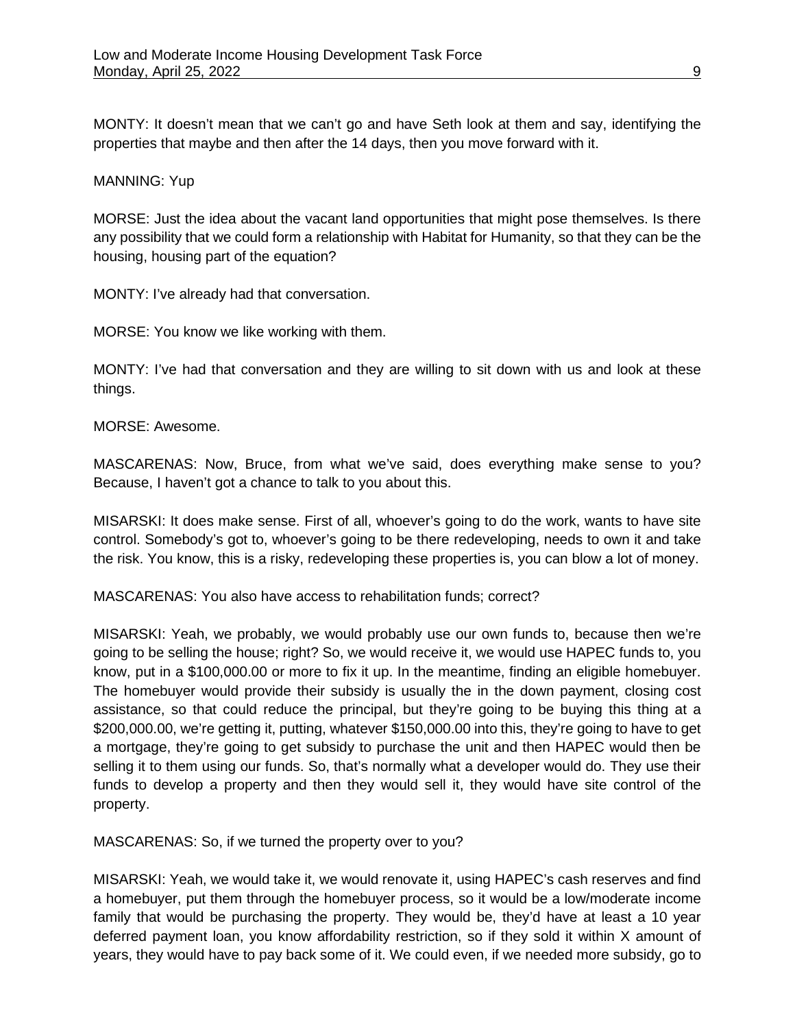MONTY: It doesn't mean that we can't go and have Seth look at them and say, identifying the properties that maybe and then after the 14 days, then you move forward with it.

MANNING: Yup

MORSE: Just the idea about the vacant land opportunities that might pose themselves. Is there any possibility that we could form a relationship with Habitat for Humanity, so that they can be the housing, housing part of the equation?

MONTY: I've already had that conversation.

MORSE: You know we like working with them.

MONTY: I've had that conversation and they are willing to sit down with us and look at these things.

MORSE: Awesome.

MASCARENAS: Now, Bruce, from what we've said, does everything make sense to you? Because, I haven't got a chance to talk to you about this.

MISARSKI: It does make sense. First of all, whoever's going to do the work, wants to have site control. Somebody's got to, whoever's going to be there redeveloping, needs to own it and take the risk. You know, this is a risky, redeveloping these properties is, you can blow a lot of money.

MASCARENAS: You also have access to rehabilitation funds; correct?

MISARSKI: Yeah, we probably, we would probably use our own funds to, because then we're going to be selling the house; right? So, we would receive it, we would use HAPEC funds to, you know, put in a $100,000.00 or more to fix it up. In the meantime, finding an eligible homebuyer. The homebuyer would provide their subsidy is usually the in the down payment, closing cost assistance, so that could reduce the principal, but they're going to be buying this thing at a $200,000.00, we're getting it, putting, whatever $150,000.00 into this, they're going to have to get a mortgage, they're going to get subsidy to purchase the unit and then HAPEC would then be selling it to them using our funds. So, that's normally what a developer would do. They use their funds to develop a property and then they would sell it, they would have site control of the property.

MASCARENAS: So, if we turned the property over to you?

MISARSKI: Yeah, we would take it, we would renovate it, using HAPEC's cash reserves and find a homebuyer, put them through the homebuyer process, so it would be a low/moderate income family that would be purchasing the property. They would be, they'd have at least a 10 year deferred payment loan, you know affordability restriction, so if they sold it within X amount of years, they would have to pay back some of it. We could even, if we needed more subsidy, go to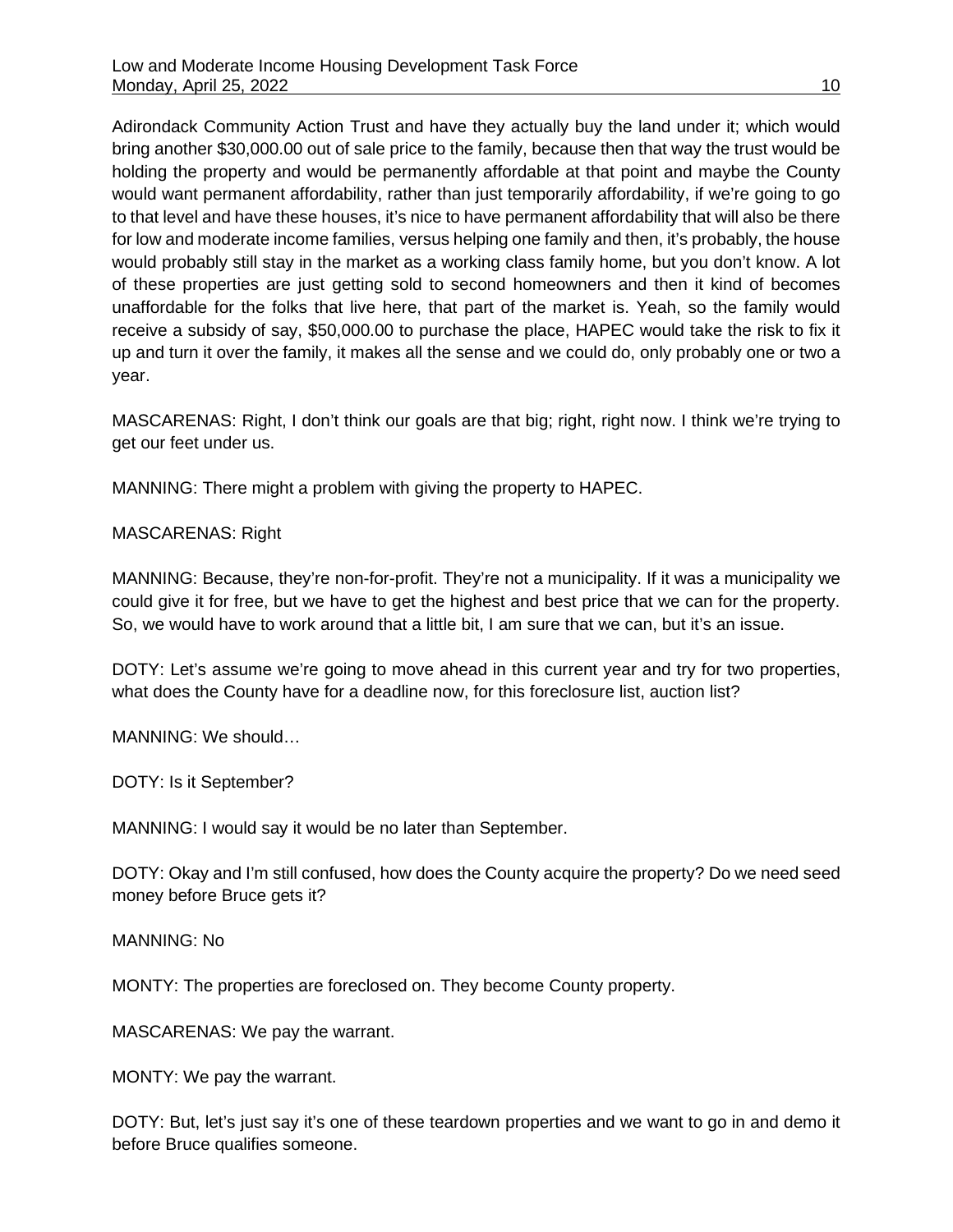Adirondack Community Action Trust and have they actually buy the land under it; which would bring another $30,000.00 out of sale price to the family, because then that way the trust would be holding the property and would be permanently affordable at that point and maybe the County would want permanent affordability, rather than just temporarily affordability, if we're going to go to that level and have these houses, it's nice to have permanent affordability that will also be there for low and moderate income families, versus helping one family and then, it's probably, the house would probably still stay in the market as a working class family home, but you don't know. A lot of these properties are just getting sold to second homeowners and then it kind of becomes unaffordable for the folks that live here, that part of the market is. Yeah, so the family would receive a subsidy of say, $50,000.00 to purchase the place, HAPEC would take the risk to fix it up and turn it over the family, it makes all the sense and we could do, only probably one or two a year.

MASCARENAS: Right, I don't think our goals are that big; right, right now. I think we're trying to get our feet under us.

MANNING: There might a problem with giving the property to HAPEC.

MASCARENAS: Right

MANNING: Because, they're non-for-profit. They're not a municipality. If it was a municipality we could give it for free, but we have to get the highest and best price that we can for the property. So, we would have to work around that a little bit, I am sure that we can, but it's an issue.

DOTY: Let's assume we're going to move ahead in this current year and try for two properties, what does the County have for a deadline now, for this foreclosure list, auction list?

MANNING: We should…

DOTY: Is it September?

MANNING: I would say it would be no later than September.

DOTY: Okay and I'm still confused, how does the County acquire the property? Do we need seed money before Bruce gets it?

MANNING: No

MONTY: The properties are foreclosed on. They become County property.

MASCARENAS: We pay the warrant.

MONTY: We pay the warrant.

DOTY: But, let's just say it's one of these teardown properties and we want to go in and demo it before Bruce qualifies someone.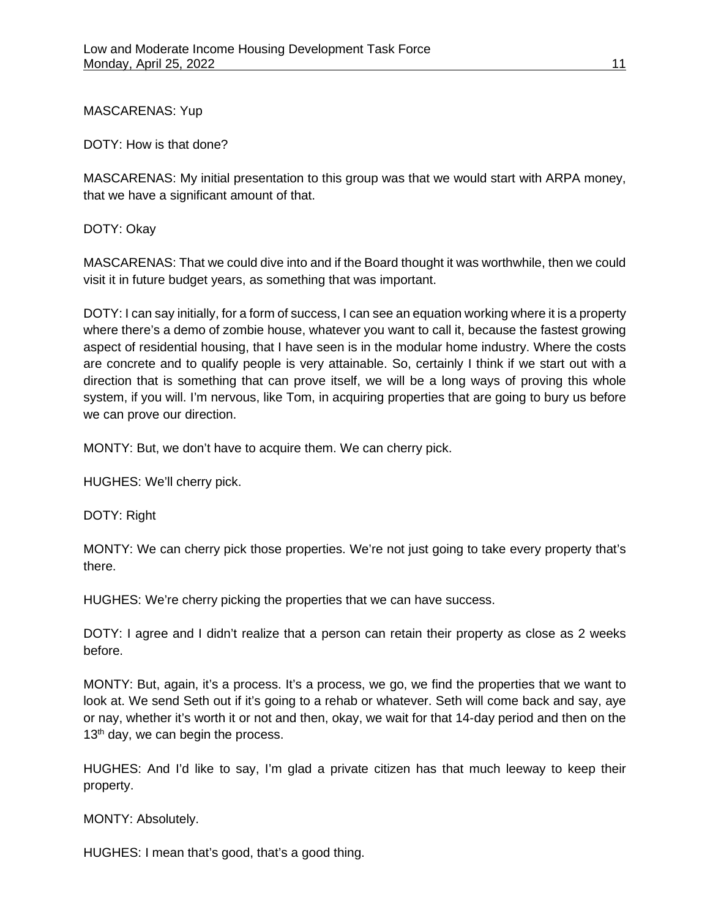MASCARENAS: Yup

DOTY: How is that done?

MASCARENAS: My initial presentation to this group was that we would start with ARPA money, that we have a significant amount of that.

DOTY: Okay

MASCARENAS: That we could dive into and if the Board thought it was worthwhile, then we could visit it in future budget years, as something that was important.

DOTY: I can say initially, for a form of success, I can see an equation working where it is a property where there's a demo of zombie house, whatever you want to call it, because the fastest growing aspect of residential housing, that I have seen is in the modular home industry. Where the costs are concrete and to qualify people is very attainable. So, certainly I think if we start out with a direction that is something that can prove itself, we will be a long ways of proving this whole system, if you will. I'm nervous, like Tom, in acquiring properties that are going to bury us before we can prove our direction.

MONTY: But, we don't have to acquire them. We can cherry pick.

HUGHES: We'll cherry pick.

DOTY: Right

MONTY: We can cherry pick those properties. We're not just going to take every property that's there.

HUGHES: We're cherry picking the properties that we can have success.

DOTY: I agree and I didn't realize that a person can retain their property as close as 2 weeks before.

MONTY: But, again, it's a process. It's a process, we go, we find the properties that we want to look at. We send Seth out if it's going to a rehab or whatever. Seth will come back and say, aye or nay, whether it's worth it or not and then, okay, we wait for that 14-day period and then on the 13th day, we can begin the process.

HUGHES: And I'd like to say, I'm glad a private citizen has that much leeway to keep their property.

MONTY: Absolutely.

HUGHES: I mean that's good, that's a good thing.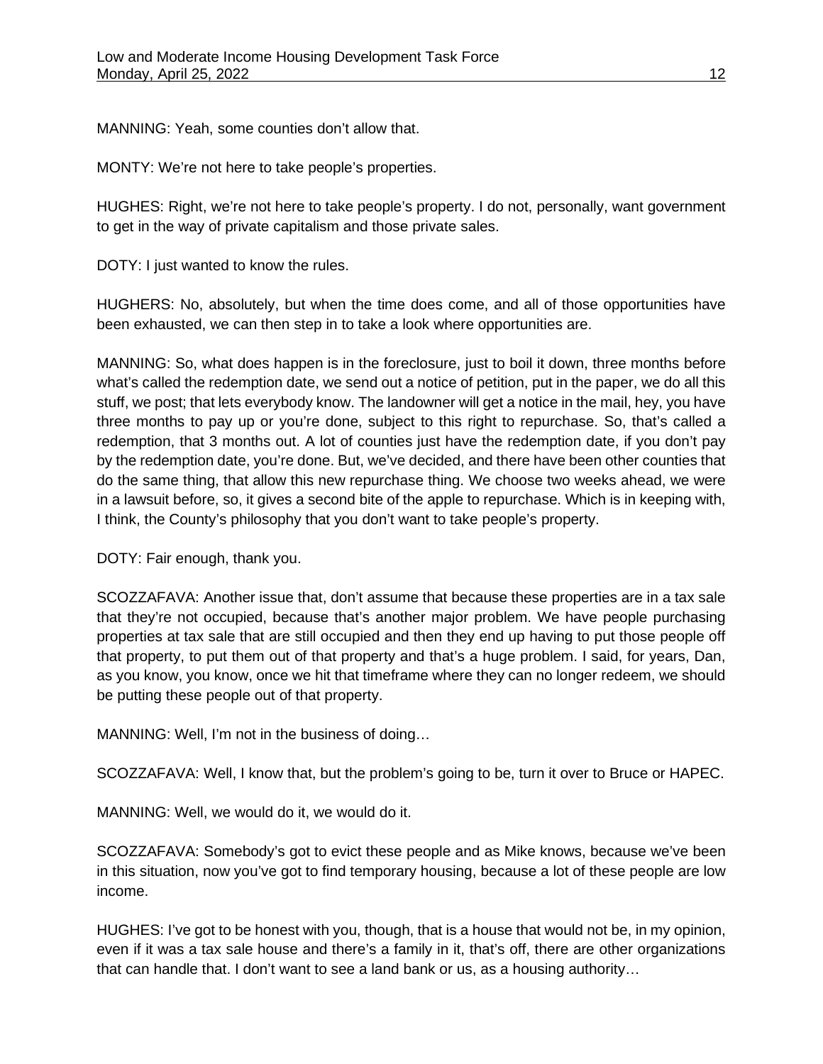MANNING: Yeah, some counties don't allow that.

MONTY: We're not here to take people's properties.

HUGHES: Right, we're not here to take people's property. I do not, personally, want government to get in the way of private capitalism and those private sales.

DOTY: I just wanted to know the rules.

HUGHERS: No, absolutely, but when the time does come, and all of those opportunities have been exhausted, we can then step in to take a look where opportunities are.

MANNING: So, what does happen is in the foreclosure, just to boil it down, three months before what's called the redemption date, we send out a notice of petition, put in the paper, we do all this stuff, we post; that lets everybody know. The landowner will get a notice in the mail, hey, you have three months to pay up or you're done, subject to this right to repurchase. So, that's called a redemption, that 3 months out. A lot of counties just have the redemption date, if you don't pay by the redemption date, you're done. But, we've decided, and there have been other counties that do the same thing, that allow this new repurchase thing. We choose two weeks ahead, we were in a lawsuit before, so, it gives a second bite of the apple to repurchase. Which is in keeping with, I think, the County's philosophy that you don't want to take people's property.

DOTY: Fair enough, thank you.

SCOZZAFAVA: Another issue that, don't assume that because these properties are in a tax sale that they're not occupied, because that's another major problem. We have people purchasing properties at tax sale that are still occupied and then they end up having to put those people off that property, to put them out of that property and that's a huge problem. I said, for years, Dan, as you know, you know, once we hit that timeframe where they can no longer redeem, we should be putting these people out of that property.

MANNING: Well, I'm not in the business of doing…

SCOZZAFAVA: Well, I know that, but the problem's going to be, turn it over to Bruce or HAPEC.

MANNING: Well, we would do it, we would do it.

SCOZZAFAVA: Somebody's got to evict these people and as Mike knows, because we've been in this situation, now you've got to find temporary housing, because a lot of these people are low income.

HUGHES: I've got to be honest with you, though, that is a house that would not be, in my opinion, even if it was a tax sale house and there's a family in it, that's off, there are other organizations that can handle that. I don't want to see a land bank or us, as a housing authority…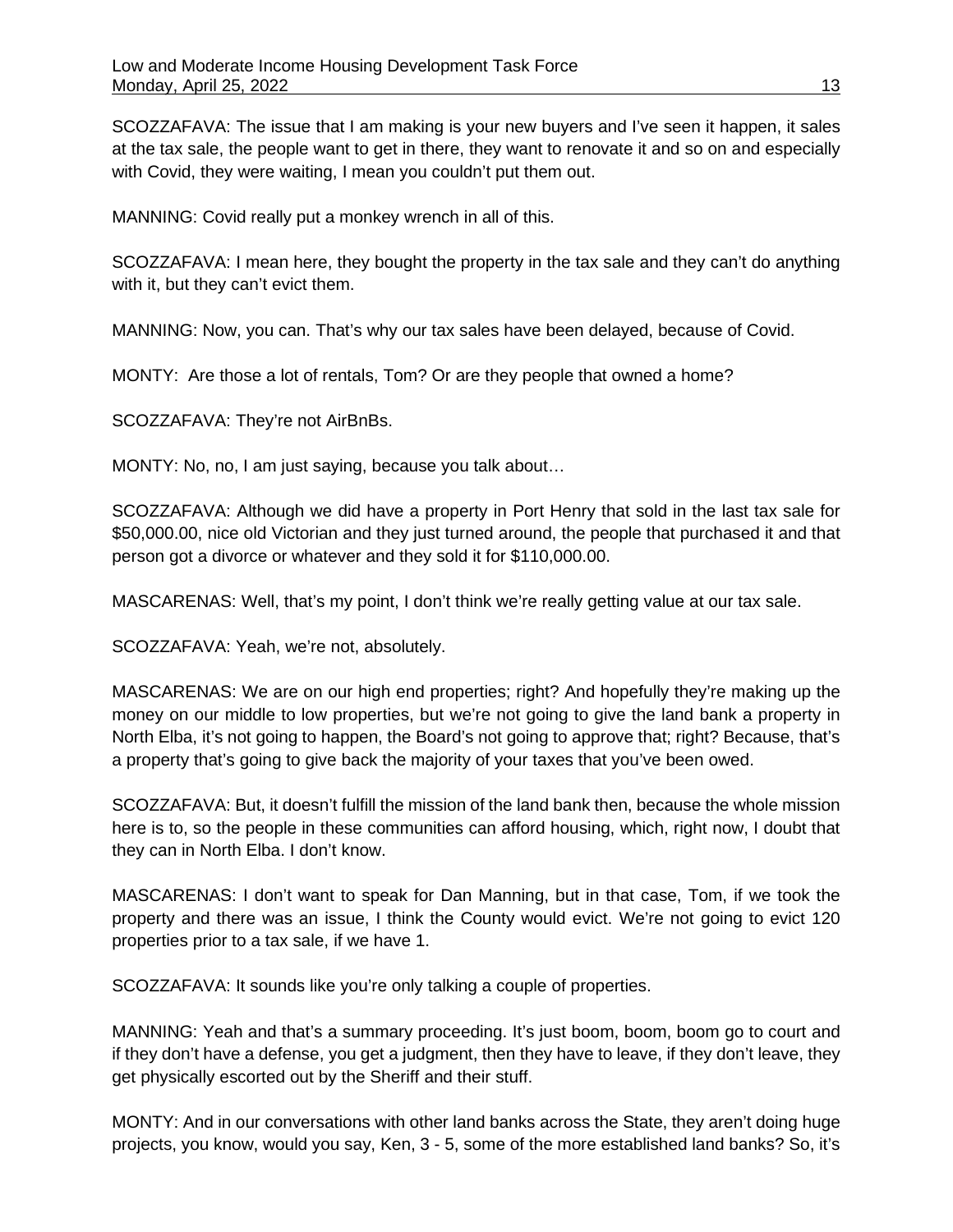SCOZZAFAVA: The issue that I am making is your new buyers and I've seen it happen, it sales at the tax sale, the people want to get in there, they want to renovate it and so on and especially with Covid, they were waiting, I mean you couldn't put them out.

MANNING: Covid really put a monkey wrench in all of this.

SCOZZAFAVA: I mean here, they bought the property in the tax sale and they can't do anything with it, but they can't evict them.

MANNING: Now, you can. That's why our tax sales have been delayed, because of Covid.

MONTY: Are those a lot of rentals, Tom? Or are they people that owned a home?

SCOZZAFAVA: They're not AirBnBs.

MONTY: No, no, I am just saying, because you talk about…

SCOZZAFAVA: Although we did have a property in Port Henry that sold in the last tax sale for $50,000.00, nice old Victorian and they just turned around, the people that purchased it and that person got a divorce or whatever and they sold it for $110,000.00.

MASCARENAS: Well, that's my point, I don't think we're really getting value at our tax sale.

SCOZZAFAVA: Yeah, we're not, absolutely.

MASCARENAS: We are on our high end properties; right? And hopefully they're making up the money on our middle to low properties, but we're not going to give the land bank a property in North Elba, it's not going to happen, the Board's not going to approve that; right? Because, that's a property that's going to give back the majority of your taxes that you've been owed.

SCOZZAFAVA: But, it doesn't fulfill the mission of the land bank then, because the whole mission here is to, so the people in these communities can afford housing, which, right now, I doubt that they can in North Elba. I don't know.

MASCARENAS: I don't want to speak for Dan Manning, but in that case, Tom, if we took the property and there was an issue, I think the County would evict. We're not going to evict 120 properties prior to a tax sale, if we have 1.

SCOZZAFAVA: It sounds like you're only talking a couple of properties.

MANNING: Yeah and that's a summary proceeding. It's just boom, boom, boom go to court and if they don't have a defense, you get a judgment, then they have to leave, if they don't leave, they get physically escorted out by the Sheriff and their stuff.

MONTY: And in our conversations with other land banks across the State, they aren't doing huge projects, you know, would you say, Ken, 3 - 5, some of the more established land banks? So, it's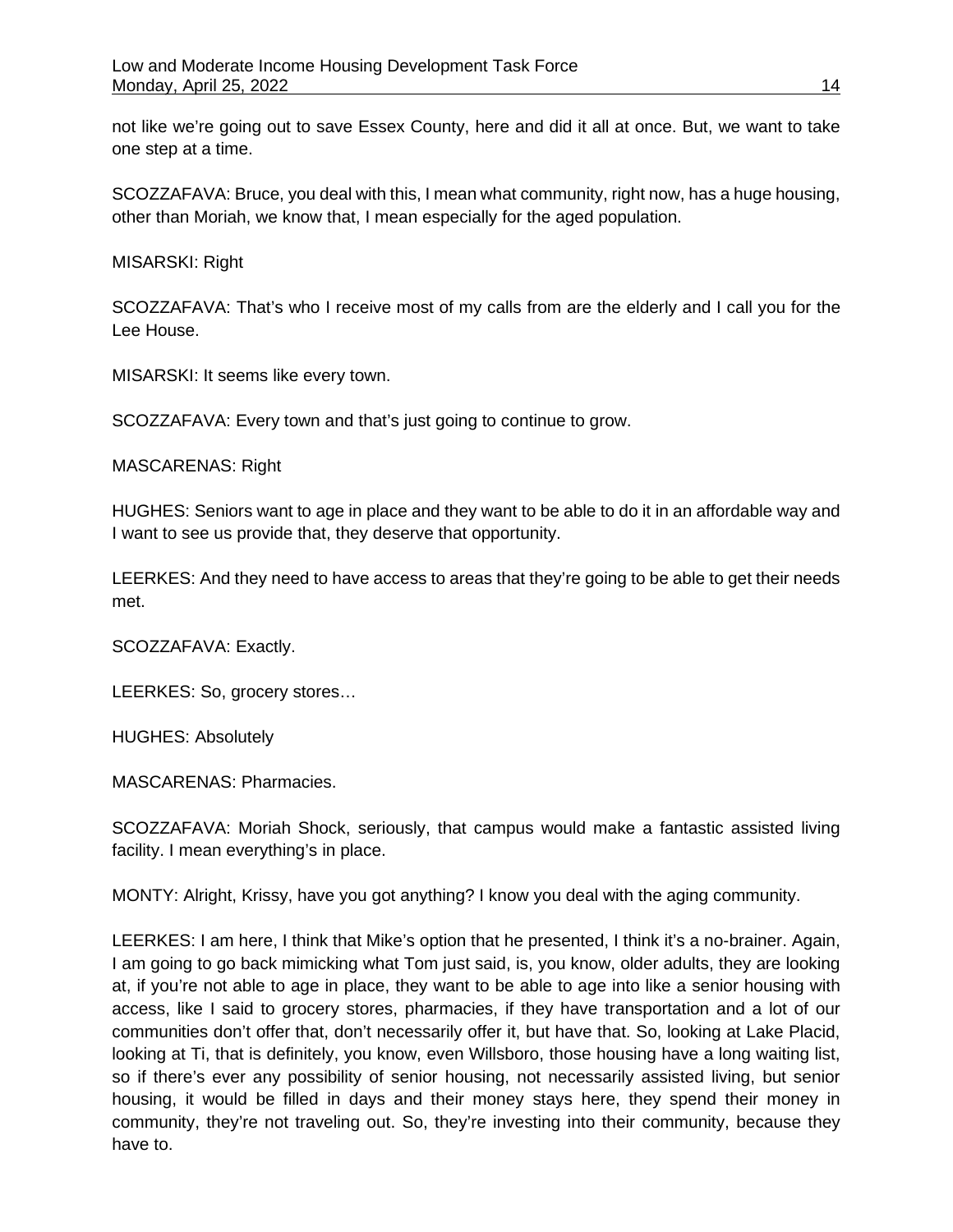not like we're going out to save Essex County, here and did it all at once. But, we want to take one step at a time.

SCOZZAFAVA: Bruce, you deal with this, I mean what community, right now, has a huge housing, other than Moriah, we know that, I mean especially for the aged population.

MISARSKI: Right

SCOZZAFAVA: That's who I receive most of my calls from are the elderly and I call you for the Lee House.

MISARSKI: It seems like every town.

SCOZZAFAVA: Every town and that's just going to continue to grow.

MASCARENAS: Right

HUGHES: Seniors want to age in place and they want to be able to do it in an affordable way and I want to see us provide that, they deserve that opportunity.

LEERKES: And they need to have access to areas that they're going to be able to get their needs met.

SCOZZAFAVA: Exactly.

LEERKES: So, grocery stores…

HUGHES: Absolutely

MASCARENAS: Pharmacies.

SCOZZAFAVA: Moriah Shock, seriously, that campus would make a fantastic assisted living facility. I mean everything's in place.

MONTY: Alright, Krissy, have you got anything? I know you deal with the aging community.

LEERKES: I am here, I think that Mike's option that he presented, I think it's a no-brainer. Again, I am going to go back mimicking what Tom just said, is, you know, older adults, they are looking at, if you're not able to age in place, they want to be able to age into like a senior housing with access, like I said to grocery stores, pharmacies, if they have transportation and a lot of our communities don't offer that, don't necessarily offer it, but have that. So, looking at Lake Placid, looking at Ti, that is definitely, you know, even Willsboro, those housing have a long waiting list, so if there's ever any possibility of senior housing, not necessarily assisted living, but senior housing, it would be filled in days and their money stays here, they spend their money in community, they're not traveling out. So, they're investing into their community, because they have to.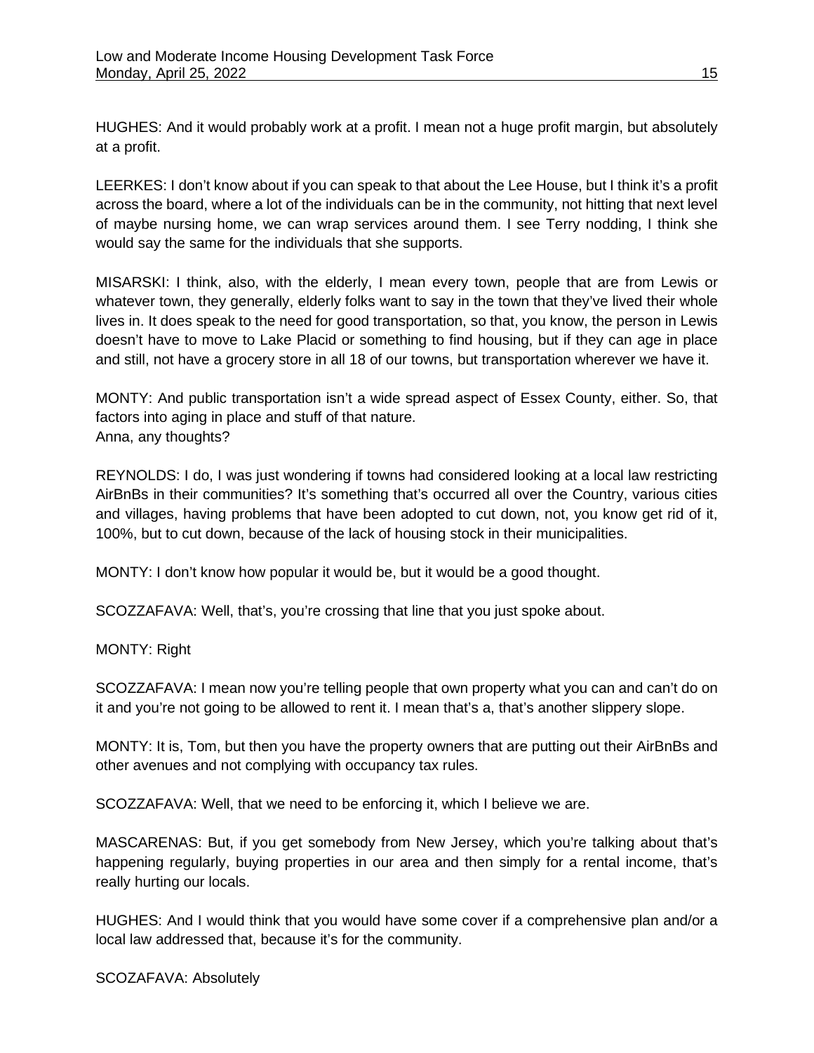HUGHES: And it would probably work at a profit. I mean not a huge profit margin, but absolutely at a profit.

LEERKES: I don't know about if you can speak to that about the Lee House, but I think it's a profit across the board, where a lot of the individuals can be in the community, not hitting that next level of maybe nursing home, we can wrap services around them. I see Terry nodding, I think she would say the same for the individuals that she supports.

MISARSKI: I think, also, with the elderly, I mean every town, people that are from Lewis or whatever town, they generally, elderly folks want to say in the town that they've lived their whole lives in. It does speak to the need for good transportation, so that, you know, the person in Lewis doesn't have to move to Lake Placid or something to find housing, but if they can age in place and still, not have a grocery store in all 18 of our towns, but transportation wherever we have it.

MONTY: And public transportation isn't a wide spread aspect of Essex County, either. So, that factors into aging in place and stuff of that nature.
Anna, any thoughts?

REYNOLDS: I do, I was just wondering if towns had considered looking at a local law restricting AirBnBs in their communities? It's something that's occurred all over the Country, various cities and villages, having problems that have been adopted to cut down, not, you know get rid of it, 100%, but to cut down, because of the lack of housing stock in their municipalities.

MONTY: I don't know how popular it would be, but it would be a good thought.

SCOZZAFAVA: Well, that's, you're crossing that line that you just spoke about.

MONTY: Right

SCOZZAFAVA: I mean now you're telling people that own property what you can and can't do on it and you're not going to be allowed to rent it. I mean that's a, that's another slippery slope.

MONTY: It is, Tom, but then you have the property owners that are putting out their AirBnBs and other avenues and not complying with occupancy tax rules.

SCOZZAFAVA: Well, that we need to be enforcing it, which I believe we are.

MASCARENAS: But, if you get somebody from New Jersey, which you're talking about that's happening regularly, buying properties in our area and then simply for a rental income, that's really hurting our locals.

HUGHES: And I would think that you would have some cover if a comprehensive plan and/or a local law addressed that, because it's for the community.

SCOZAFAVA: Absolutely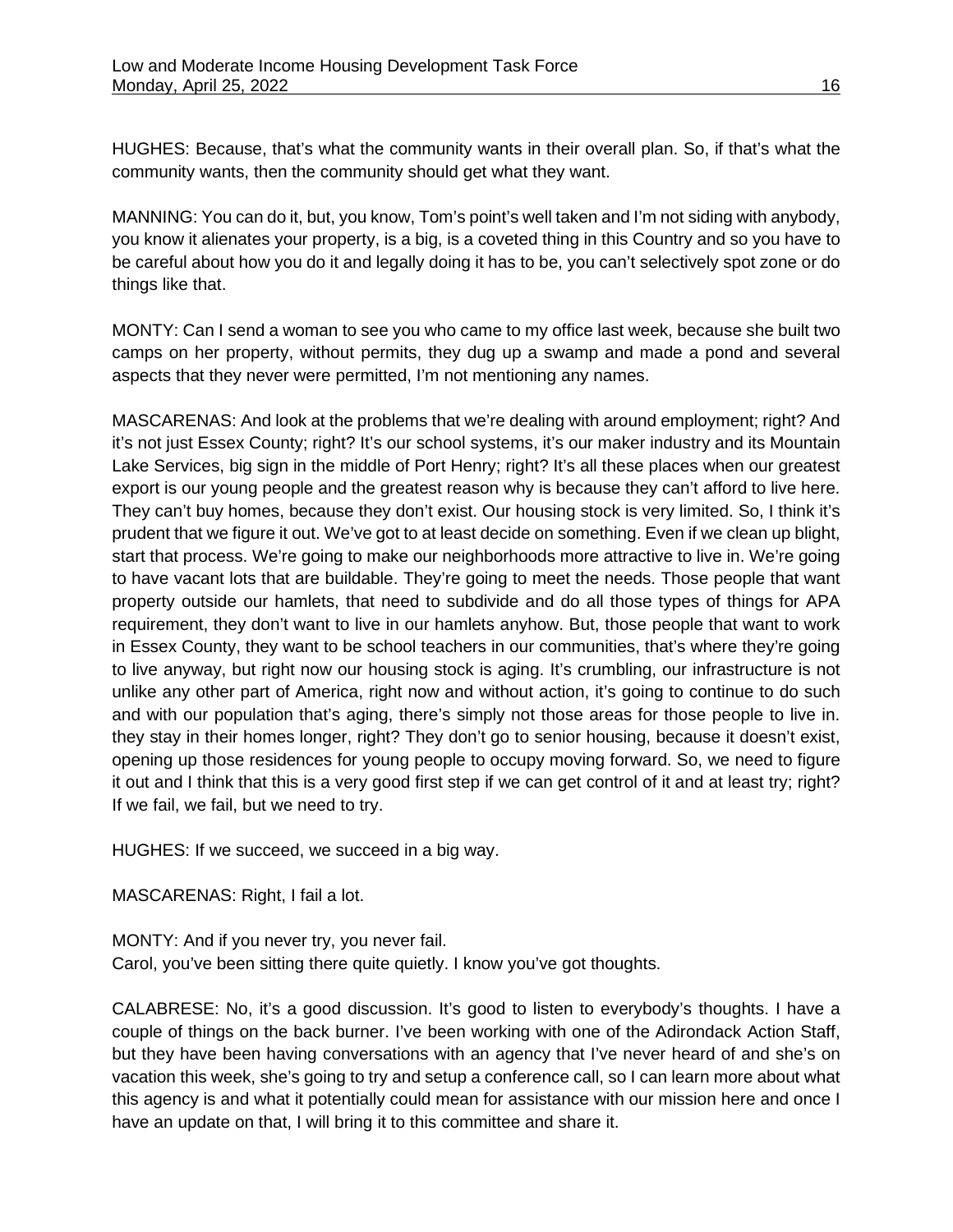HUGHES: Because, that's what the community wants in their overall plan. So, if that's what the community wants, then the community should get what they want.

MANNING: You can do it, but, you know, Tom's point's well taken and I'm not siding with anybody, you know it alienates your property, is a big, is a coveted thing in this Country and so you have to be careful about how you do it and legally doing it has to be, you can't selectively spot zone or do things like that.

MONTY: Can I send a woman to see you who came to my office last week, because she built two camps on her property, without permits, they dug up a swamp and made a pond and several aspects that they never were permitted, I'm not mentioning any names.

MASCARENAS: And look at the problems that we're dealing with around employment; right? And it's not just Essex County; right? It's our school systems, it's our maker industry and its Mountain Lake Services, big sign in the middle of Port Henry; right? It's all these places when our greatest export is our young people and the greatest reason why is because they can't afford to live here. They can't buy homes, because they don't exist. Our housing stock is very limited. So, I think it's prudent that we figure it out. We've got to at least decide on something. Even if we clean up blight, start that process. We're going to make our neighborhoods more attractive to live in. We're going to have vacant lots that are buildable. They're going to meet the needs. Those people that want property outside our hamlets, that need to subdivide and do all those types of things for APA requirement, they don't want to live in our hamlets anyhow. But, those people that want to work in Essex County, they want to be school teachers in our communities, that's where they're going to live anyway, but right now our housing stock is aging. It's crumbling, our infrastructure is not unlike any other part of America, right now and without action, it's going to continue to do such and with our population that's aging, there's simply not those areas for those people to live in. they stay in their homes longer, right? They don't go to senior housing, because it doesn't exist, opening up those residences for young people to occupy moving forward. So, we need to figure it out and I think that this is a very good first step if we can get control of it and at least try; right? If we fail, we fail, but we need to try.

HUGHES: If we succeed, we succeed in a big way.

MASCARENAS: Right, I fail a lot.

MONTY: And if you never try, you never fail.
Carol, you've been sitting there quite quietly. I know you've got thoughts.

CALABRESE: No, it's a good discussion. It's good to listen to everybody's thoughts. I have a couple of things on the back burner. I've been working with one of the Adirondack Action Staff, but they have been having conversations with an agency that I've never heard of and she's on vacation this week, she's going to try and setup a conference call, so I can learn more about what this agency is and what it potentially could mean for assistance with our mission here and once I have an update on that, I will bring it to this committee and share it.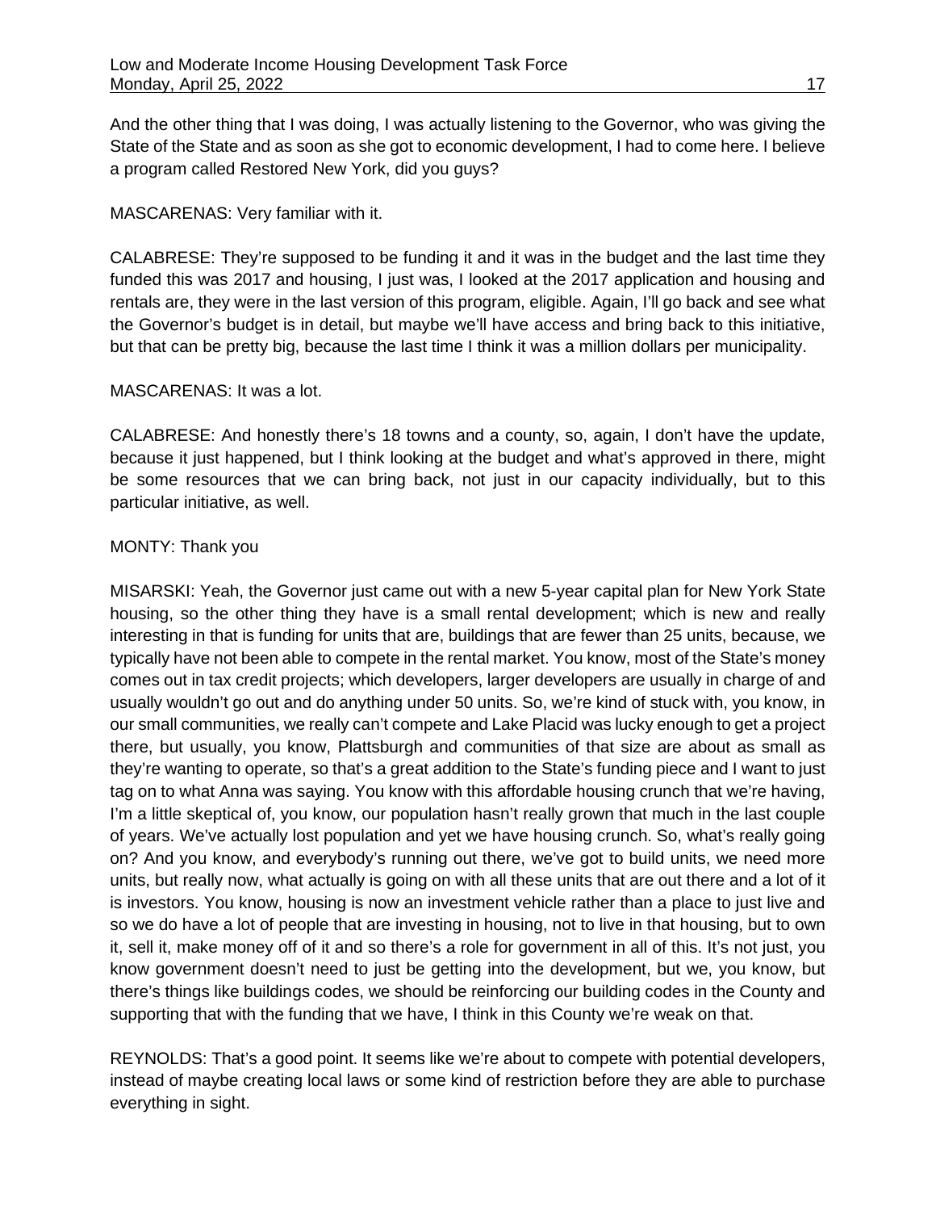And the other thing that I was doing, I was actually listening to the Governor, who was giving the State of the State and as soon as she got to economic development, I had to come here. I believe a program called Restored New York, did you guys?

MASCARENAS: Very familiar with it.

CALABRESE: They're supposed to be funding it and it was in the budget and the last time they funded this was 2017 and housing, I just was, I looked at the 2017 application and housing and rentals are, they were in the last version of this program, eligible. Again, I'll go back and see what the Governor's budget is in detail, but maybe we'll have access and bring back to this initiative, but that can be pretty big, because the last time I think it was a million dollars per municipality.

MASCARENAS: It was a lot.

CALABRESE: And honestly there's 18 towns and a county, so, again, I don't have the update, because it just happened, but I think looking at the budget and what's approved in there, might be some resources that we can bring back, not just in our capacity individually, but to this particular initiative, as well.

MONTY: Thank you

MISARSKI: Yeah, the Governor just came out with a new 5-year capital plan for New York State housing, so the other thing they have is a small rental development; which is new and really interesting in that is funding for units that are, buildings that are fewer than 25 units, because, we typically have not been able to compete in the rental market. You know, most of the State's money comes out in tax credit projects; which developers, larger developers are usually in charge of and usually wouldn't go out and do anything under 50 units. So, we're kind of stuck with, you know, in our small communities, we really can't compete and Lake Placid was lucky enough to get a project there, but usually, you know, Plattsburgh and communities of that size are about as small as they're wanting to operate, so that's a great addition to the State's funding piece and I want to just tag on to what Anna was saying. You know with this affordable housing crunch that we're having, I'm a little skeptical of, you know, our population hasn't really grown that much in the last couple of years. We've actually lost population and yet we have housing crunch. So, what's really going on? And you know, and everybody's running out there, we've got to build units, we need more units, but really now, what actually is going on with all these units that are out there and a lot of it is investors. You know, housing is now an investment vehicle rather than a place to just live and so we do have a lot of people that are investing in housing, not to live in that housing, but to own it, sell it, make money off of it and so there's a role for government in all of this. It's not just, you know government doesn't need to just be getting into the development, but we, you know, but there's things like buildings codes, we should be reinforcing our building codes in the County and supporting that with the funding that we have, I think in this County we're weak on that.

REYNOLDS: That's a good point. It seems like we're about to compete with potential developers, instead of maybe creating local laws or some kind of restriction before they are able to purchase everything in sight.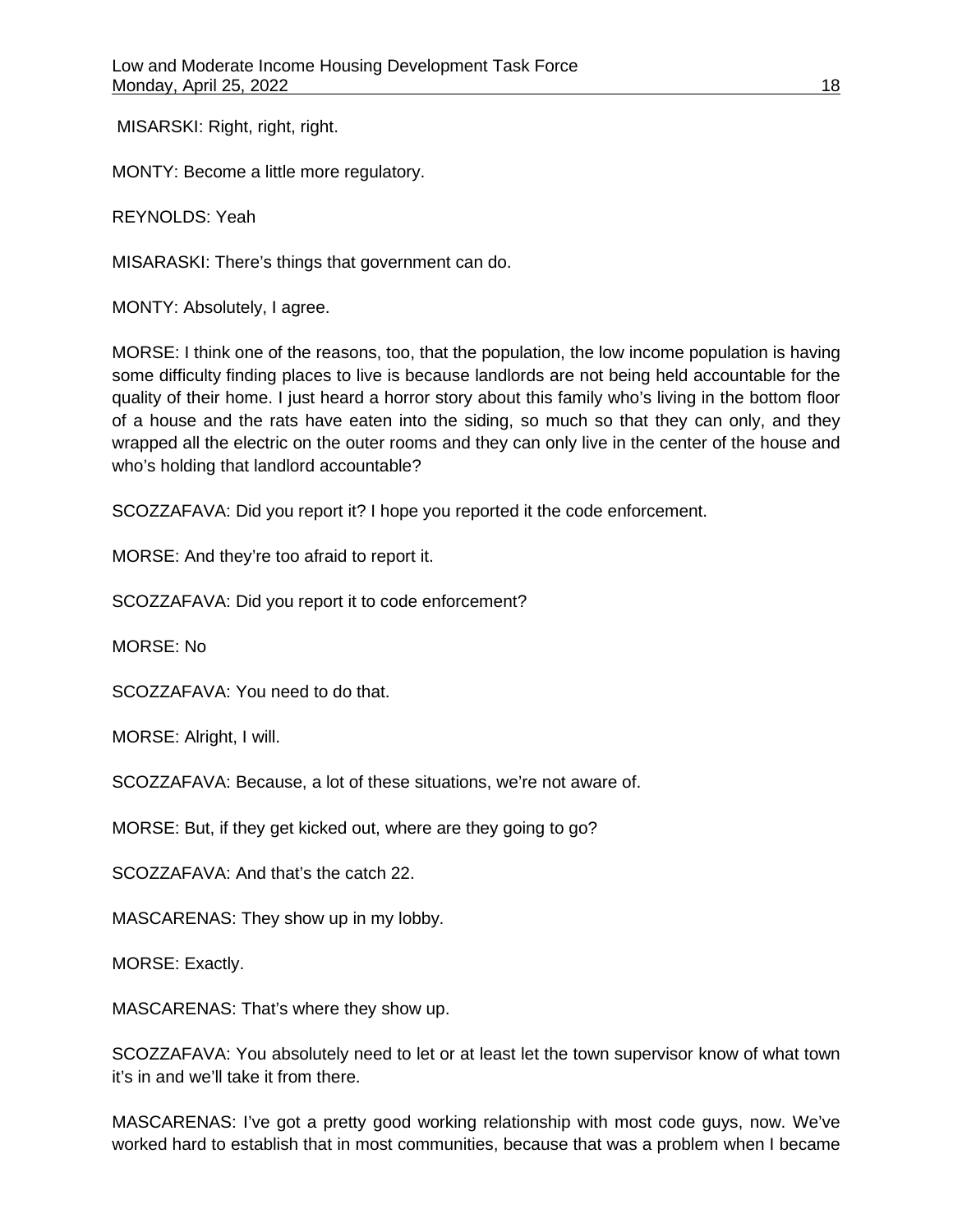MISARSKI: Right, right, right.

MONTY: Become a little more regulatory.

REYNOLDS: Yeah

MISARASKI: There's things that government can do.

MONTY: Absolutely, I agree.

MORSE: I think one of the reasons, too, that the population, the low income population is having some difficulty finding places to live is because landlords are not being held accountable for the quality of their home. I just heard a horror story about this family who's living in the bottom floor of a house and the rats have eaten into the siding, so much so that they can only, and they wrapped all the electric on the outer rooms and they can only live in the center of the house and who's holding that landlord accountable?

SCOZZAFAVA: Did you report it? I hope you reported it the code enforcement.

MORSE: And they're too afraid to report it.

SCOZZAFAVA: Did you report it to code enforcement?

MORSE: No

SCOZZAFAVA: You need to do that.

MORSE: Alright, I will.

SCOZZAFAVA: Because, a lot of these situations, we're not aware of.

MORSE: But, if they get kicked out, where are they going to go?

SCOZZAFAVA: And that's the catch 22.

MASCARENAS: They show up in my lobby.

MORSE: Exactly.

MASCARENAS: That's where they show up.

SCOZZAFAVA: You absolutely need to let or at least let the town supervisor know of what town it's in and we'll take it from there.

MASCARENAS: I've got a pretty good working relationship with most code guys, now. We've worked hard to establish that in most communities, because that was a problem when I became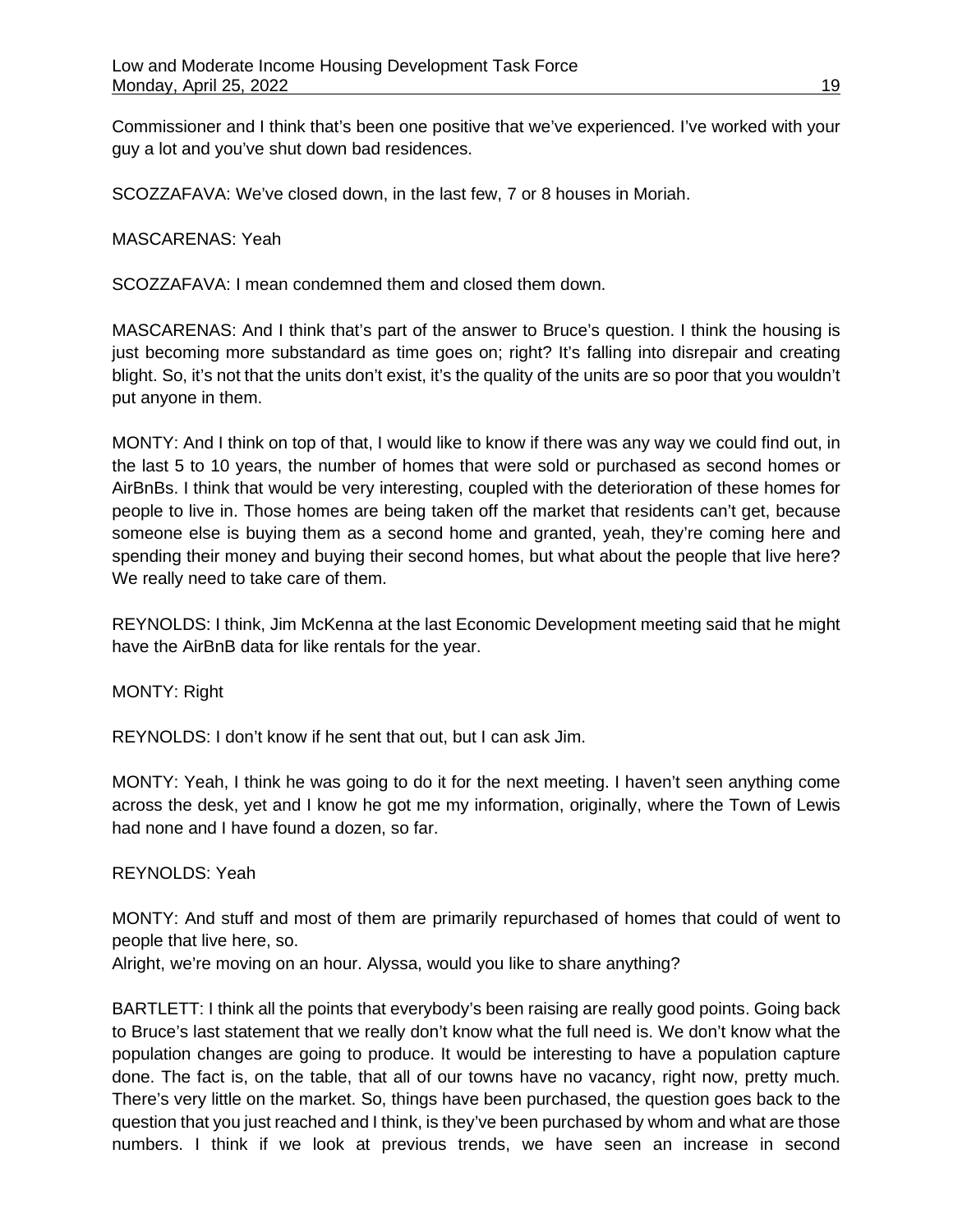Commissioner and I think that's been one positive that we've experienced. I've worked with your guy a lot and you've shut down bad residences.

SCOZZAFAVA: We've closed down, in the last few, 7 or 8 houses in Moriah.

MASCARENAS: Yeah

SCOZZAFAVA: I mean condemned them and closed them down.

MASCARENAS: And I think that's part of the answer to Bruce's question. I think the housing is just becoming more substandard as time goes on; right? It's falling into disrepair and creating blight. So, it's not that the units don't exist, it's the quality of the units are so poor that you wouldn't put anyone in them.

MONTY: And I think on top of that, I would like to know if there was any way we could find out, in the last 5 to 10 years, the number of homes that were sold or purchased as second homes or AirBnBs. I think that would be very interesting, coupled with the deterioration of these homes for people to live in. Those homes are being taken off the market that residents can't get, because someone else is buying them as a second home and granted, yeah, they're coming here and spending their money and buying their second homes, but what about the people that live here? We really need to take care of them.

REYNOLDS: I think, Jim McKenna at the last Economic Development meeting said that he might have the AirBnB data for like rentals for the year.

MONTY: Right

REYNOLDS: I don't know if he sent that out, but I can ask Jim.

MONTY: Yeah, I think he was going to do it for the next meeting. I haven't seen anything come across the desk, yet and I know he got me my information, originally, where the Town of Lewis had none and I have found a dozen, so far.

REYNOLDS: Yeah

MONTY: And stuff and most of them are primarily repurchased of homes that could of went to people that live here, so.
Alright, we're moving on an hour. Alyssa, would you like to share anything?

BARTLETT: I think all the points that everybody's been raising are really good points. Going back to Bruce's last statement that we really don't know what the full need is. We don't know what the population changes are going to produce. It would be interesting to have a population capture done. The fact is, on the table, that all of our towns have no vacancy, right now, pretty much. There's very little on the market. So, things have been purchased, the question goes back to the question that you just reached and I think, is they've been purchased by whom and what are those numbers. I think if we look at previous trends, we have seen an increase in second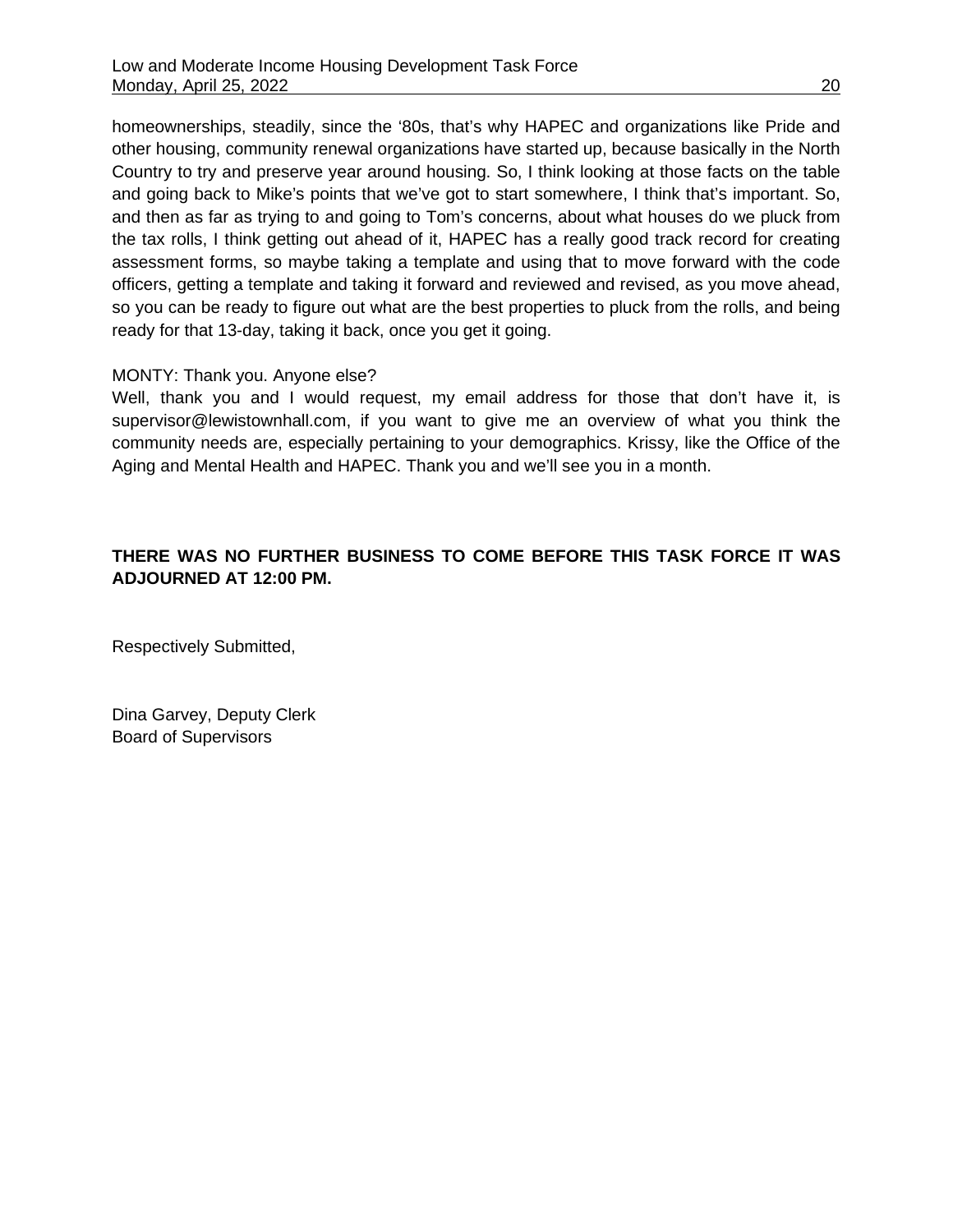homeownerships, steadily, since the '80s, that's why HAPEC and organizations like Pride and other housing, community renewal organizations have started up, because basically in the North Country to try and preserve year around housing. So, I think looking at those facts on the table and going back to Mike's points that we've got to start somewhere, I think that's important. So, and then as far as trying to and going to Tom's concerns, about what houses do we pluck from the tax rolls, I think getting out ahead of it, HAPEC has a really good track record for creating assessment forms, so maybe taking a template and using that to move forward with the code officers, getting a template and taking it forward and reviewed and revised, as you move ahead, so you can be ready to figure out what are the best properties to pluck from the rolls, and being ready for that 13-day, taking it back, once you get it going.

MONTY: Thank you. Anyone else?
Well, thank you and I would request, my email address for those that don't have it, is supervisor@lewistownhall.com, if you want to give me an overview of what you think the community needs are, especially pertaining to your demographics. Krissy, like the Office of the Aging and Mental Health and HAPEC. Thank you and we'll see you in a month.

**THERE WAS NO FURTHER BUSINESS TO COME BEFORE THIS TASK FORCE IT WAS ADJOURNED AT 12:00 PM.**

Respectively Submitted,

Dina Garvey, Deputy Clerk
Board of Supervisors